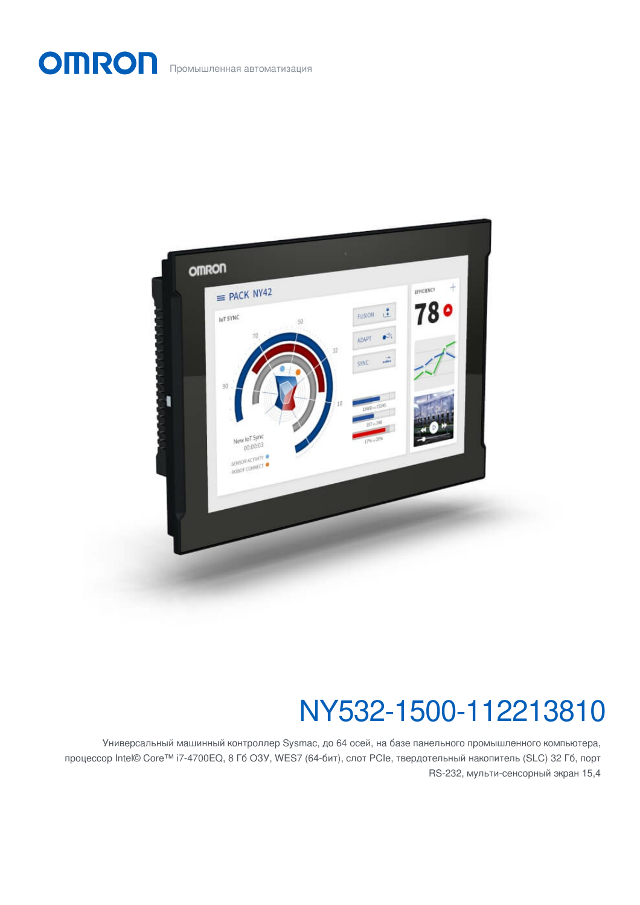OMRON Промышленная автоматизация

# NY532-1500-112213810

Универсальный машинный контроллер Sysmac, до 64 осей, на базе панельного промышленного компьютера, процессор Intel© Core™ i7-4700EQ, 8 Гб ОЗУ, WES7 (64-бит), слот PCIe, твердотельный накопитель (SLC) 32 Гб, порт RS-232, мульти-сенсорный экран 15,4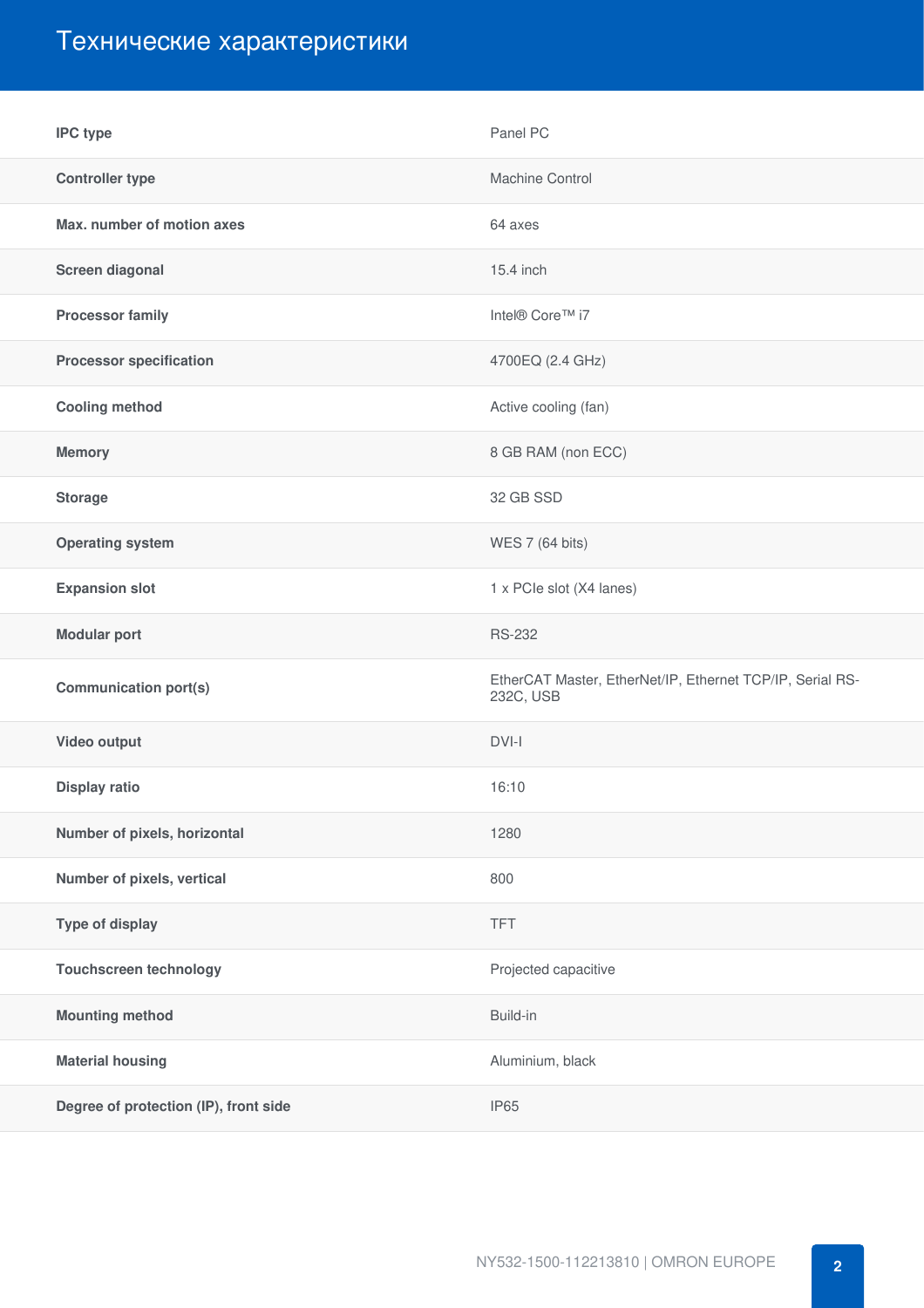# Технические характеристики

| | |
|---|---|
| **IPC type** | Panel PC |
| **Controller type** | Machine Control |
| **Max. number of motion axes** | 64 axes |
| **Screen diagonal** | 15.4 inch |
| **Processor family** | Intel® Core™ i7 |
| **Processor specification** | 4700EQ (2.4 GHz) |
| **Cooling method** | Active cooling (fan) |
| **Memory** | 8 GB RAM (non ECC) |
| **Storage** | 32 GB SSD |
| **Operating system** | WES 7 (64 bits) |
| **Expansion slot** | 1 x PCIe slot (X4 lanes) |
| **Modular port** | RS-232 |
| **Communication port(s)** | EtherCAT Master, EtherNet/IP, Ethernet TCP/IP, Serial RS-232C, USB |
| **Video output** | DVI-I |
| **Display ratio** | 16:10 |
| **Number of pixels, horizontal** | 1280 |
| **Number of pixels, vertical** | 800 |
| **Type of display** | TFT |
| **Touchscreen technology** | Projected capacitive |
| **Mounting method** | Build-in |
| **Material housing** | Aluminium, black |
| **Degree of protection (IP), front side** | IP65 |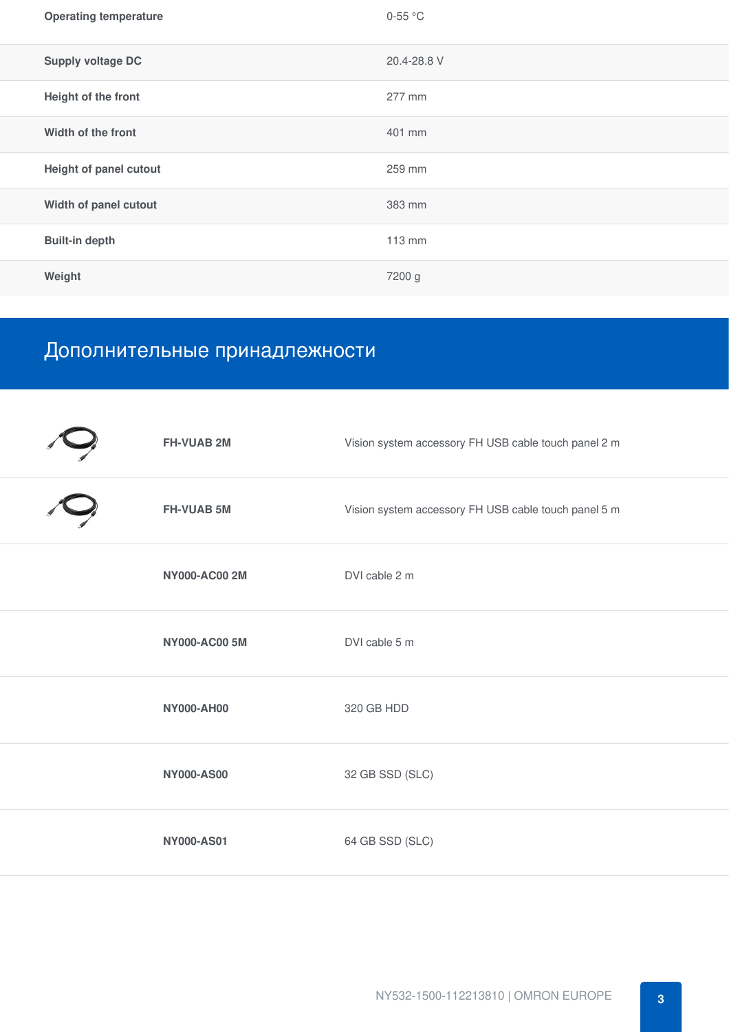| | |
|---|---|
| Operating temperature | 0-55 °C |
| Supply voltage DC | 20.4-28.8 V |
| Height of the front | 277 mm |
| Width of the front | 401 mm |
| Height of panel cutout | 259 mm |
| Width of panel cutout | 383 mm |
| Built-in depth | 113 mm |
| Weight | 7200 g |

## Дополнительные принадлежности

| Model | Description |
|---|---|
| **FH-VUAB 2M** | Vision system accessory FH USB cable touch panel 2 m |
| **FH-VUAB 5M** | Vision system accessory FH USB cable touch panel 5 m |
| **NY000-AC00 2M** | DVI cable 2 m |
| **NY000-AC00 5M** | DVI cable 5 m |
| **NY000-AH00** | 320 GB HDD |
| **NY000-AS00** | 32 GB SSD (SLC) |
| **NY000-AS01** | 64 GB SSD (SLC) |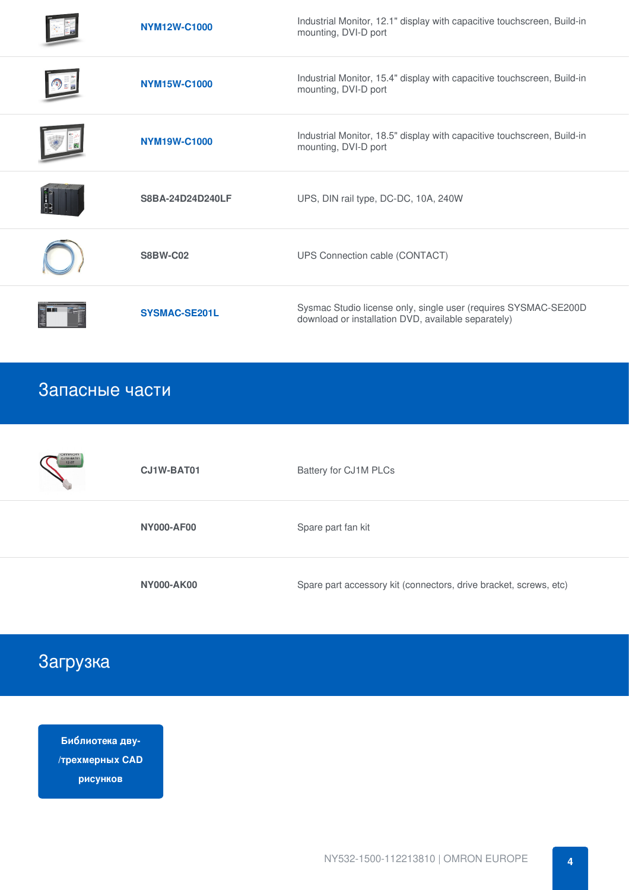| | | |
|---|---|---|
| | NYM12W-C1000 | Industrial Monitor, 12.1" display with capacitive touchscreen, Build-in mounting, DVI-D port |
| | NYM15W-C1000 | Industrial Monitor, 15.4" display with capacitive touchscreen, Build-in mounting, DVI-D port |
| | NYM19W-C1000 | Industrial Monitor, 18.5" display with capacitive touchscreen, Build-in mounting, DVI-D port |
| | S8BA-24D24D240LF | UPS, DIN rail type, DC-DC, 10A, 240W |
| | S8BW-C02 | UPS Connection cable (CONTACT) |
| | SYSMAC-SE201L | Sysmac Studio license only, single user (requires SYSMAC-SE200D download or installation DVD, available separately) |

## Запасные части

| | | |
|---|---|---|
| | CJ1W-BAT01 | Battery for CJ1M PLCs |
| | NY000-AF00 | Spare part fan kit |
| | NY000-AK00 | Spare part accessory kit (connectors, drive bracket, screws, etc) |

## Загрузка

**Библиотека дву-/трехмерных CAD рисунков**

NY532-1500-112213810 | OMRON EUROPE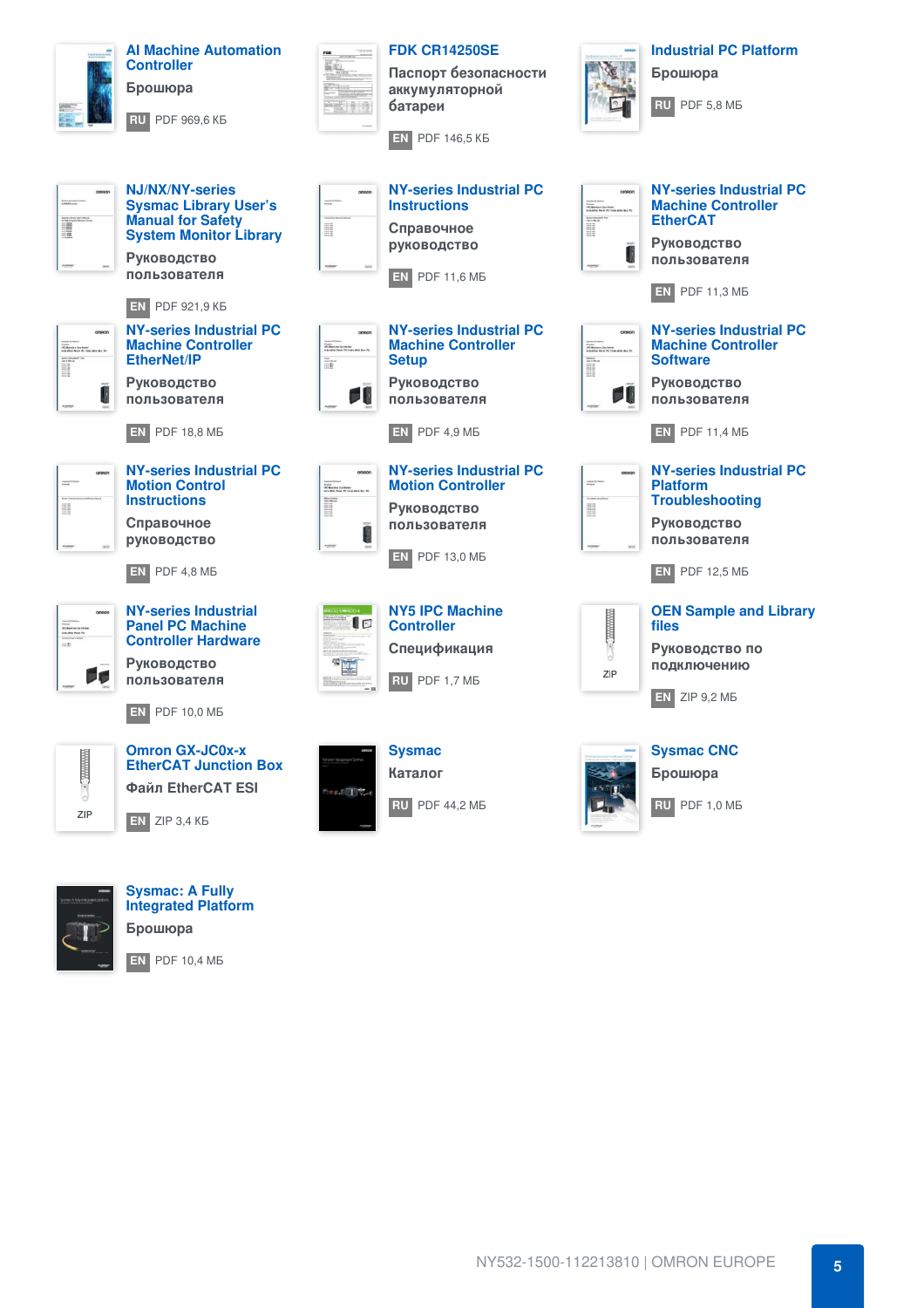**AI Machine Automation Controller**

Брошюра

RU PDF 969,6 КБ

**FDK CR14250SE**

Паспорт безопасности аккумуляторной батареи

EN PDF 146,5 КБ

**Industrial PC Platform**

Брошюра

RU PDF 5,8 МБ

**NJ/NX/NY-series Sysmac Library User's Manual for Safety System Monitor Library**

Руководство пользователя

EN PDF 921,9 КБ

**NY-series Industrial PC Instructions**

Справочное руководство

EN PDF 11,6 МБ

**NY-series Industrial PC Machine Controller EtherCAT**

Руководство пользователя

EN PDF 11,3 МБ

**NY-series Industrial PC Machine Controller EtherNet/IP**

Руководство пользователя

EN PDF 18,8 МБ

**NY-series Industrial PC Machine Controller Setup**

Руководство пользователя

EN PDF 4,9 МБ

**NY-series Industrial PC Machine Controller Software**

Руководство пользователя

EN PDF 11,4 МБ

**NY-series Industrial PC Motion Control Instructions**

Справочное руководство

EN PDF 4,8 МБ

**NY-series Industrial PC Motion Controller**

Руководство пользователя

EN PDF 13,0 МБ

**NY-series Industrial PC Platform Troubleshooting**

Руководство пользователя

EN PDF 12,5 МБ

**NY-series Industrial Panel PC Machine Controller Hardware**

Руководство пользователя

EN PDF 10,0 МБ

**NY5 IPC Machine Controller**

Спецификация

RU PDF 1,7 МБ

**OEN Sample and Library files**

Руководство по подключению

EN ZIP 9,2 МБ

**Omron GX-JC0x-x EtherCAT Junction Box**

Файл EtherCAT ESI

EN ZIP 3,4 КБ

**Sysmac**

Каталог

RU PDF 44,2 МБ

**Sysmac CNC**

Брошюра

RU PDF 1,0 МБ

**Sysmac: A Fully Integrated Platform**

Брошюра

EN PDF 10,4 МБ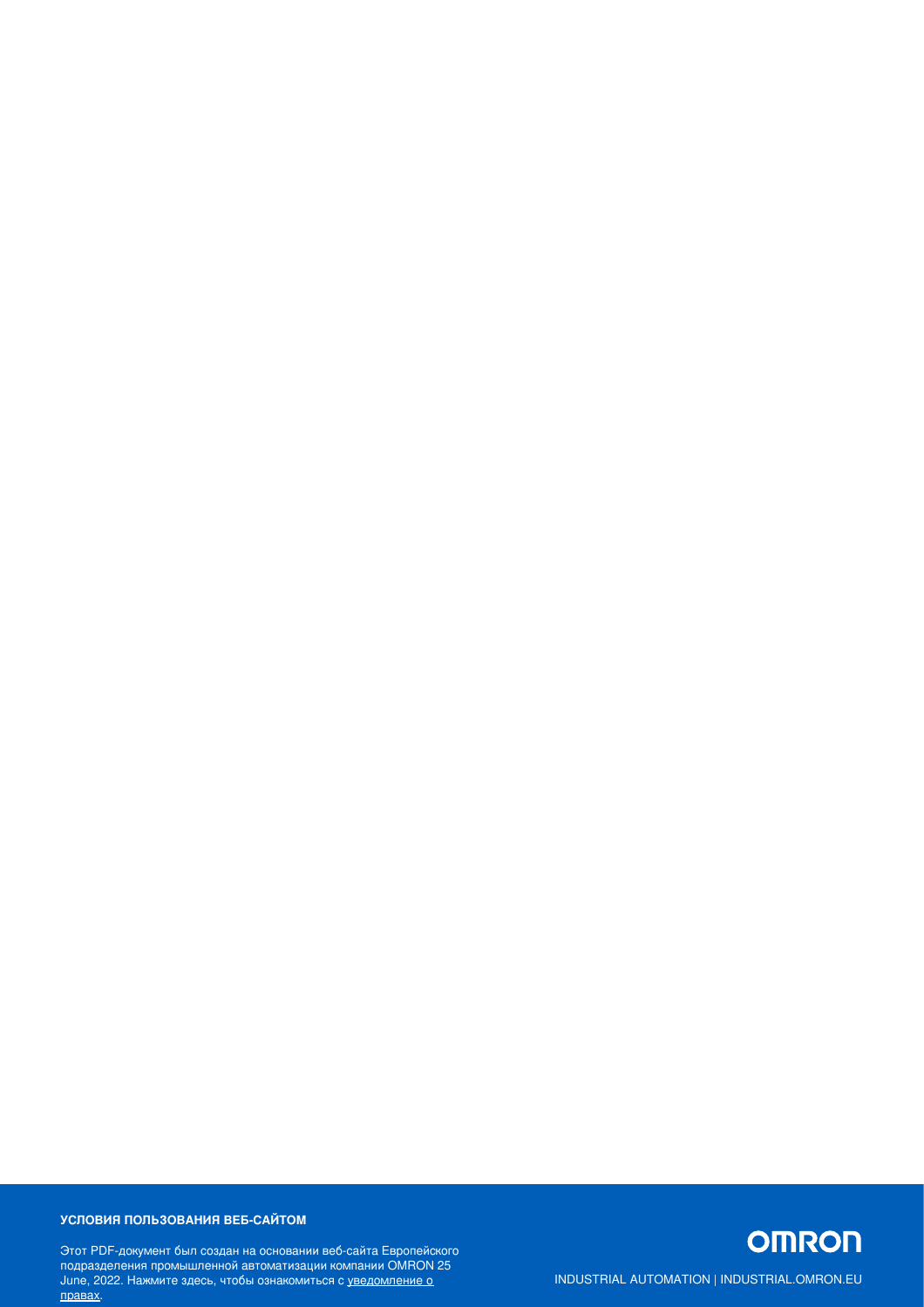**УСЛОВИЯ ПОЛЬЗОВАНИЯ ВЕБ-САЙТОМ**

Этот PDF-документ был создан на основании веб-сайта Европейского подразделения промышленной автоматизации компании OMRON 25 June, 2022. Нажмите здесь, чтобы ознакомиться с уведомление о правах.

OMRON

INDUSTRIAL AUTOMATION | INDUSTRIAL.OMRON.EU